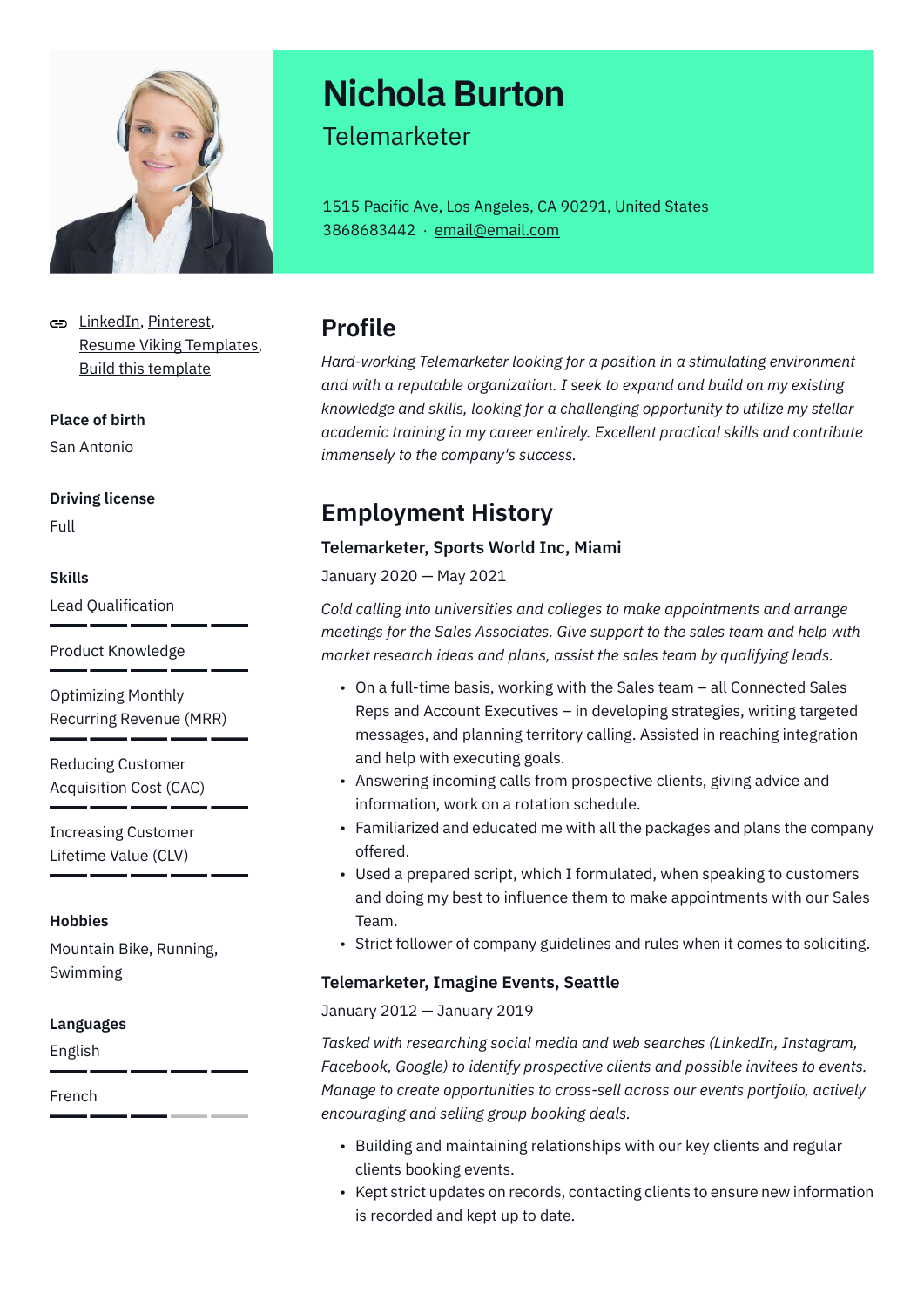# Nichola Burton

Telemarketer

1515 Pacific Ave, Los Angeles, CA 90291, United States
3868683442 · email@email.com

LinkedIn, Pinterest, Resume Viking Templates, Build this template

**Place of birth**

San Antonio

**Driving license**

Full

**Skills**

- Lead Qualification
- Product Knowledge
- Optimizing Monthly Recurring Revenue (MRR)
- Reducing Customer Acquisition Cost (CAC)
- Increasing Customer Lifetime Value (CLV)

**Hobbies**

Mountain Bike, Running, Swimming

**Languages**

- English
- French

## Profile

*Hard-working Telemarketer looking for a position in a stimulating environment and with a reputable organization. I seek to expand and build on my existing knowledge and skills, looking for a challenging opportunity to utilize my stellar academic training in my career entirely. Excellent practical skills and contribute immensely to the company's success.*

## Employment History

### Telemarketer, Sports World Inc, Miami

January 2020 — May 2021

*Cold calling into universities and colleges to make appointments and arrange meetings for the Sales Associates. Give support to the sales team and help with market research ideas and plans, assist the sales team by qualifying leads.*

- On a full-time basis, working with the Sales team – all Connected Sales Reps and Account Executives – in developing strategies, writing targeted messages, and planning territory calling. Assisted in reaching integration and help with executing goals.
- Answering incoming calls from prospective clients, giving advice and information, work on a rotation schedule.
- Familiarized and educated me with all the packages and plans the company offered.
- Used a prepared script, which I formulated, when speaking to customers and doing my best to influence them to make appointments with our Sales Team.
- Strict follower of company guidelines and rules when it comes to soliciting.

### Telemarketer, Imagine Events, Seattle

January 2012 — January 2019

*Tasked with researching social media and web searches (LinkedIn, Instagram, Facebook, Google) to identify prospective clients and possible invitees to events. Manage to create opportunities to cross-sell across our events portfolio, actively encouraging and selling group booking deals.*

- Building and maintaining relationships with our key clients and regular clients booking events.
- Kept strict updates on records, contacting clients to ensure new information is recorded and kept up to date.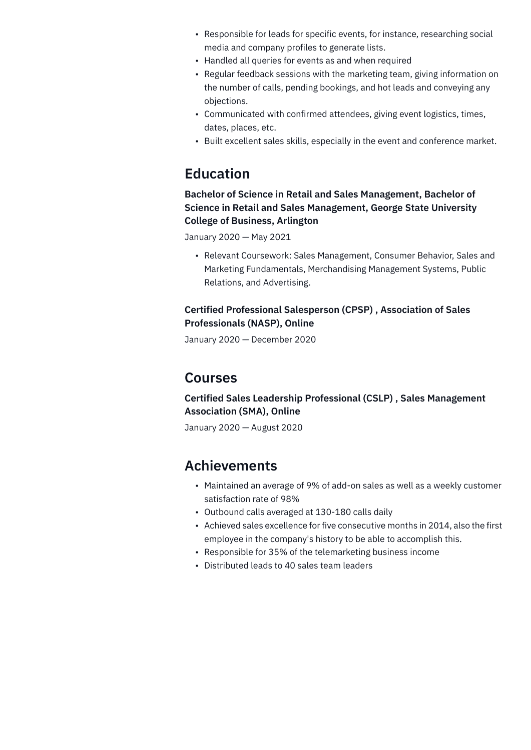- Responsible for leads for specific events, for instance, researching social media and company profiles to generate lists.
- Handled all queries for events as and when required
- Regular feedback sessions with the marketing team, giving information on the number of calls, pending bookings, and hot leads and conveying any objections.
- Communicated with confirmed attendees, giving event logistics, times, dates, places, etc.
- Built excellent sales skills, especially in the event and conference market.

## Education

**Bachelor of Science in Retail and Sales Management, Bachelor of Science in Retail and Sales Management, George State University College of Business, Arlington**

January 2020 — May 2021

- Relevant Coursework: Sales Management, Consumer Behavior, Sales and Marketing Fundamentals, Merchandising Management Systems, Public Relations, and Advertising.

**Certified Professional Salesperson (CPSP) , Association of Sales Professionals (NASP), Online**

January 2020 — December 2020

## Courses

**Certified Sales Leadership Professional (CSLP) , Sales Management Association (SMA), Online**

January 2020 — August 2020

## Achievements

- Maintained an average of 9% of add-on sales as well as a weekly customer satisfaction rate of 98%
- Outbound calls averaged at 130-180 calls daily
- Achieved sales excellence for five consecutive months in 2014, also the first employee in the company's history to be able to accomplish this.
- Responsible for 35% of the telemarketing business income
- Distributed leads to 40 sales team leaders